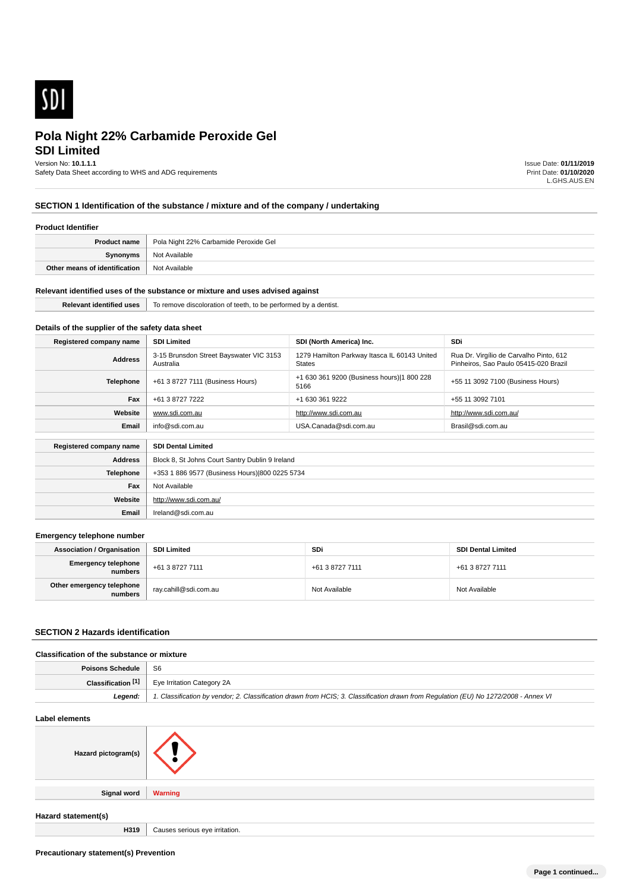SDI

# Pola Night 22% Carbamide Peroxide Gel
# SDI Limited

Version No: **10.1.1.1**
Safety Data Sheet according to WHS and ADG requirements

Issue Date: **01/11/2019**
Print Date: **01/10/2020**
L.GHS.AUS.EN

## SECTION 1 Identification of the substance / mixture and of the company / undertaking

### Product Identifier

| | |
|---|---|
| **Product name** | Pola Night 22% Carbamide Peroxide Gel |
| **Synonyms** | Not Available |
| **Other means of identification** | Not Available |

### Relevant identified uses of the substance or mixture and uses advised against

| | |
|---|---|
| **Relevant identified uses** | To remove discoloration of teeth, to be performed by a dentist. |

### Details of the supplier of the safety data sheet

| **Registered company name** | **SDI Limited** | **SDI (North America) Inc.** | **SDi** |
|---|---|---|---|
| **Address** | 3-15 Brunsdon Street Bayswater VIC 3153 Australia | 1279 Hamilton Parkway Itasca IL 60143 United States | Rua Dr. Virgílio de Carvalho Pinto, 612 Pinheiros, Sao Paulo 05415-020 Brazil |
| **Telephone** | +61 3 8727 7111 (Business Hours) | +1 630 361 9200 (Business hours)\|1 800 228 5166 | +55 11 3092 7100 (Business Hours) |
| **Fax** | +61 3 8727 7222 | +1 630 361 9222 | +55 11 3092 7101 |
| **Website** | www.sdi.com.au | http://www.sdi.com.au | http://www.sdi.com.au/ |
| **Email** | info@sdi.com.au | USA.Canada@sdi.com.au | Brasil@sdi.com.au |

| **Registered company name** | **SDI Dental Limited** |
|---|---|
| **Address** | Block 8, St Johns Court Santry Dublin 9 Ireland |
| **Telephone** | +353 1 886 9577 (Business Hours)\|800 0225 5734 |
| **Fax** | Not Available |
| **Website** | http://www.sdi.com.au/ |
| **Email** | Ireland@sdi.com.au |

### Emergency telephone number

| **Association / Organisation** | **SDI Limited** | **SDi** | **SDI Dental Limited** |
|---|---|---|---|
| **Emergency telephone numbers** | +61 3 8727 7111 | +61 3 8727 7111 | +61 3 8727 7111 |
| **Other emergency telephone numbers** | ray.cahill@sdi.com.au | Not Available | Not Available |

## SECTION 2 Hazards identification

### Classification of the substance or mixture

| | |
|---|---|
| **Poisons Schedule** | S6 |
| **Classification [1]** | Eye Irritation Category 2A |
| ***Legend:*** | *1. Classification by vendor; 2. Classification drawn from HCIS; 3. Classification drawn from Regulation (EU) No 1272/2008 - Annex VI* |

### Label elements

| | |
|---|---|
| **Hazard pictogram(s)** | |
| **Signal word** | Warning |

### Hazard statement(s)

| | |
|---|---|
| **H319** | Causes serious eye irritation. |

### Precautionary statement(s) Prevention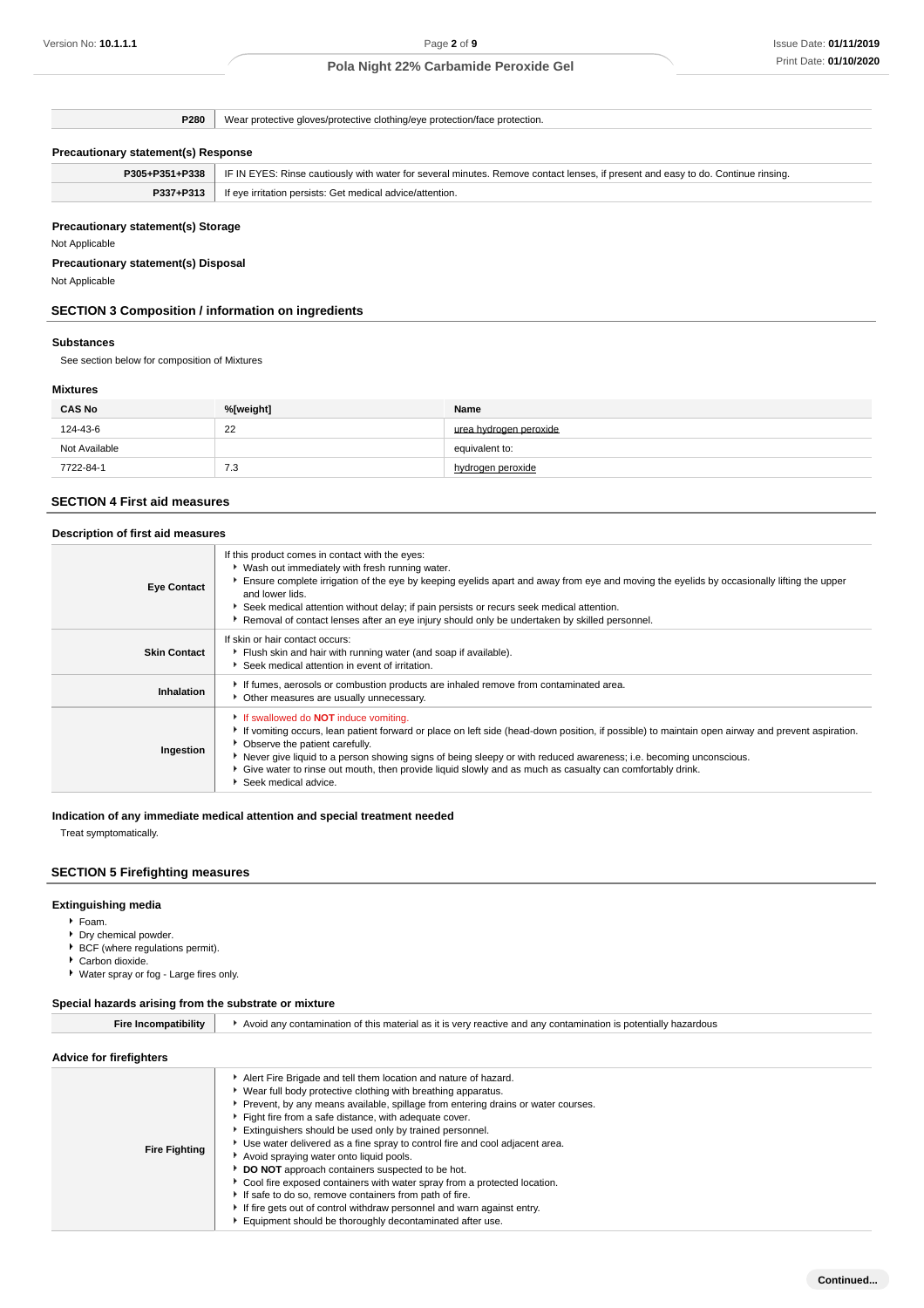| | |
|---|---|
| **P280** | Wear protective gloves/protective clothing/eye protection/face protection. |

### Precautionary statement(s) Response

| | |
|---|---|
| **P305+P351+P338** | IF IN EYES: Rinse cautiously with water for several minutes. Remove contact lenses, if present and easy to do. Continue rinsing. |
| **P337+P313** | If eye irritation persists: Get medical advice/attention. |

### Precautionary statement(s) Storage

Not Applicable

### Precautionary statement(s) Disposal

Not Applicable

## SECTION 3 Composition / information on ingredients

### Substances

See section below for composition of Mixtures

### Mixtures

| CAS No | %[weight] | Name |
|---|---|---|
| 124-43-6 | 22 | urea hydrogen peroxide |
| Not Available | | equivalent to: |
| 7722-84-1 | 7.3 | hydrogen peroxide |

## SECTION 4 First aid measures

### Description of first aid measures

| | |
|---|---|
| **Eye Contact** | If this product comes in contact with the eyes:<br>- Wash out immediately with fresh running water.<br>- Ensure complete irrigation of the eye by keeping eyelids apart and away from eye and moving the eyelids by occasionally lifting the upper and lower lids.<br>- Seek medical attention without delay; if pain persists or recurs seek medical attention.<br>- Removal of contact lenses after an eye injury should only be undertaken by skilled personnel. |
| **Skin Contact** | If skin or hair contact occurs:<br>- Flush skin and hair with running water (and soap if available).<br>- Seek medical attention in event of irritation. |
| **Inhalation** | - If fumes, aerosols or combustion products are inhaled remove from contaminated area.<br>- Other measures are usually unnecessary. |
| **Ingestion** | - If swallowed do **NOT** induce vomiting.<br>- If vomiting occurs, lean patient forward or place on left side (head-down position, if possible) to maintain open airway and prevent aspiration.<br>- Observe the patient carefully.<br>- Never give liquid to a person showing signs of being sleepy or with reduced awareness; i.e. becoming unconscious.<br>- Give water to rinse out mouth, then provide liquid slowly and as much as casualty can comfortably drink.<br>- Seek medical advice. |

### Indication of any immediate medical attention and special treatment needed

Treat symptomatically.

## SECTION 5 Firefighting measures

### Extinguishing media

- Foam.
- Dry chemical powder.
- BCF (where regulations permit).
- Carbon dioxide.
- Water spray or fog - Large fires only.

### Special hazards arising from the substrate or mixture

| | |
|---|---|
| **Fire Incompatibility** | - Avoid any contamination of this material as it is very reactive and any contamination is potentially hazardous |

### Advice for firefighters

| | |
|---|---|
| **Fire Fighting** | - Alert Fire Brigade and tell them location and nature of hazard.<br>- Wear full body protective clothing with breathing apparatus.<br>- Prevent, by any means available, spillage from entering drains or water courses.<br>- Fight fire from a safe distance, with adequate cover.<br>- Extinguishers should be used only by trained personnel.<br>- Use water delivered as a fine spray to control fire and cool adjacent area.<br>- Avoid spraying water onto liquid pools.<br>- **DO NOT** approach containers suspected to be hot.<br>- Cool fire exposed containers with water spray from a protected location.<br>- If safe to do so, remove containers from path of fire.<br>- If fire gets out of control withdraw personnel and warn against entry.<br>- Equipment should be thoroughly decontaminated after use. |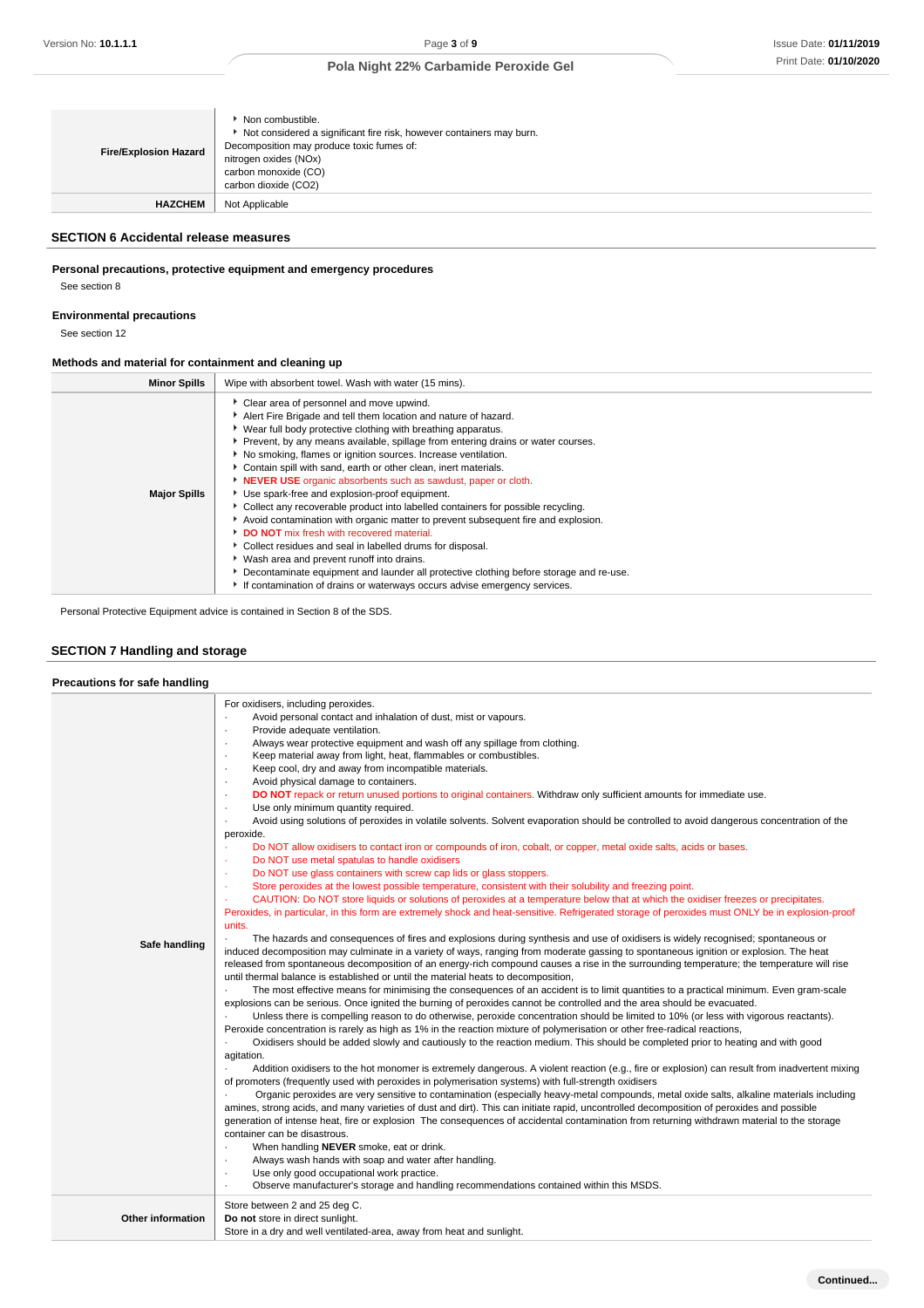| Fire/Explosion Hazard | - Non combustible.<br>- Not considered a significant fire risk, however containers may burn.<br>Decomposition may produce toxic fumes of:<br>nitrogen oxides (NOx)<br>carbon monoxide (CO)<br>carbon dioxide (CO2) |
|---|---|
| HAZCHEM | Not Applicable |

## SECTION 6 Accidental release measures

### Personal precautions, protective equipment and emergency procedures

See section 8

### Environmental precautions

See section 12

### Methods and material for containment and cleaning up

| Minor Spills | Wipe with absorbent towel. Wash with water (15 mins). |
|---|---|
| Major Spills | - Clear area of personnel and move upwind.<br>- Alert Fire Brigade and tell them location and nature of hazard.<br>- Wear full body protective clothing with breathing apparatus.<br>- Prevent, by any means available, spillage from entering drains or water courses.<br>- No smoking, flames or ignition sources. Increase ventilation.<br>- Contain spill with sand, earth or other clean, inert materials.<br>- **NEVER USE** organic absorbents such as sawdust, paper or cloth.<br>- Use spark-free and explosion-proof equipment.<br>- Collect any recoverable product into labelled containers for possible recycling.<br>- Avoid contamination with organic matter to prevent subsequent fire and explosion.<br>- **DO NOT** mix fresh with recovered material.<br>- Collect residues and seal in labelled drums for disposal.<br>- Wash area and prevent runoff into drains.<br>- Decontaminate equipment and launder all protective clothing before storage and re-use.<br>- If contamination of drains or waterways occurs advise emergency services. |

Personal Protective Equipment advice is contained in Section 8 of the SDS.

## SECTION 7 Handling and storage

### Precautions for safe handling

| Safe handling | For oxidisers, including peroxides.<br>· Avoid personal contact and inhalation of dust, mist or vapours.<br>· Provide adequate ventilation.<br>· Always wear protective equipment and wash off any spillage from clothing.<br>· Keep material away from light, heat, flammables or combustibles.<br>· Keep cool, dry and away from incompatible materials.<br>· Avoid physical damage to containers.<br>· **DO NOT** repack or return unused portions to original containers. Withdraw only sufficient amounts for immediate use.<br>· Use only minimum quantity required.<br>· Avoid using solutions of peroxides in volatile solvents. Solvent evaporation should be controlled to avoid dangerous concentration of the peroxide.<br>· Do NOT allow oxidisers to contact iron or compounds of iron, cobalt, or copper, metal oxide salts, acids or bases.<br>· Do NOT use metal spatulas to handle oxidisers<br>· Do NOT use glass containers with screw cap lids or glass stoppers.<br>· Store peroxides at the lowest possible temperature, consistent with their solubility and freezing point.<br>· CAUTION: Do NOT store liquids or solutions of peroxides at a temperature below that at which the oxidiser freezes or precipitates. Peroxides, in particular, in this form are extremely shock and heat-sensitive. Refrigerated storage of peroxides must ONLY be in explosion-proof units.<br>· The hazards and consequences of fires and explosions during synthesis and use of oxidisers is widely recognised; spontaneous or induced decomposition may culminate in a variety of ways, ranging from moderate gassing to spontaneous ignition or explosion. The heat released from spontaneous decomposition of an energy-rich compound causes a rise in the surrounding temperature; the temperature will rise until thermal balance is established or until the material heats to decomposition,<br>· The most effective means for minimising the consequences of an accident is to limit quantities to a practical minimum. Even gram-scale explosions can be serious. Once ignited the burning of peroxides cannot be controlled and the area should be evacuated.<br>· Unless there is compelling reason to do otherwise, peroxide concentration should be limited to 10% (or less with vigorous reactants). Peroxide concentration is rarely as high as 1% in the reaction mixture of polymerisation or other free-radical reactions,<br>· Oxidisers should be added slowly and cautiously to the reaction medium. This should be completed prior to heating and with good agitation.<br>· Addition oxidisers to the hot monomer is extremely dangerous. A violent reaction (e.g., fire or explosion) can result from inadvertent mixing of promoters (frequently used with peroxides in polymerisation systems) with full-strength oxidisers<br>· Organic peroxides are very sensitive to contamination (especially heavy-metal compounds, metal oxide salts, alkaline materials including amines, strong acids, and many varieties of dust and dirt). This can initiate rapid, uncontrolled decomposition of peroxides and possible generation of intense heat, fire or explosion The consequences of accidental contamination from returning withdrawn material to the storage container can be disastrous.<br>· When handling **NEVER** smoke, eat or drink.<br>· Always wash hands with soap and water after handling.<br>· Use only good occupational work practice.<br>· Observe manufacturer's storage and handling recommendations contained within this MSDS. |
|---|---|
| Other information | Store between 2 and 25 deg C.<br>**Do not** store in direct sunlight.<br>Store in a dry and well ventilated-area, away from heat and sunlight. |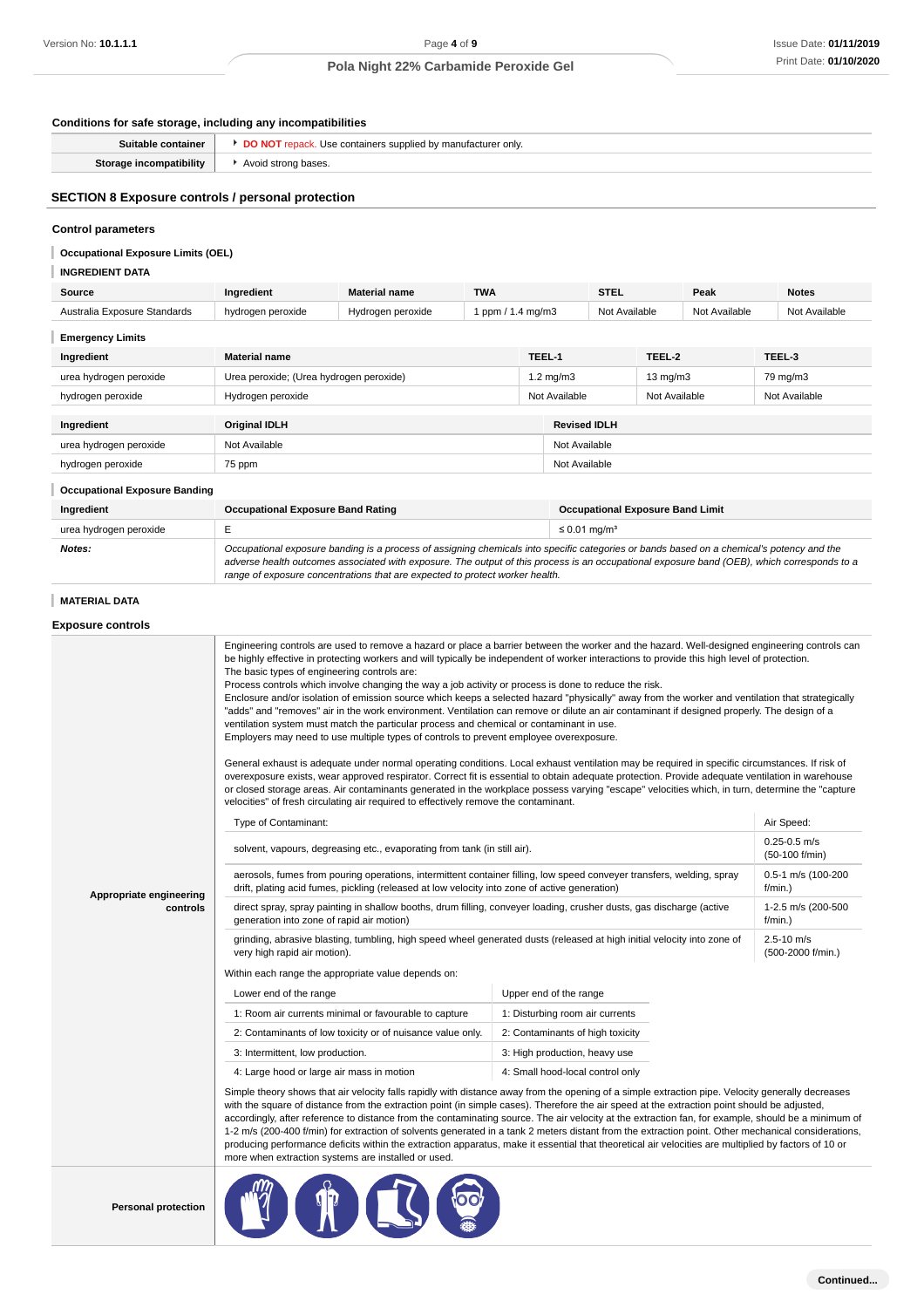### Conditions for safe storage, including any incompatibilities

| | |
|---|---|
| **Suitable container** | ▸ **DO NOT** repack. Use containers supplied by manufacturer only. |
| **Storage incompatibility** | ▸ Avoid strong bases. |

## SECTION 8 Exposure controls / personal protection

### Control parameters

#### Occupational Exposure Limits (OEL)

#### INGREDIENT DATA

| Source | Ingredient | Material name | TWA | STEL | Peak | Notes |
|---|---|---|---|---|---|---|
| Australia Exposure Standards | hydrogen peroxide | Hydrogen peroxide | 1 ppm / 1.4 mg/m3 | Not Available | Not Available | Not Available |

#### Emergency Limits

| Ingredient | Material name | TEEL-1 | TEEL-2 | TEEL-3 |
|---|---|---|---|---|
| urea hydrogen peroxide | Urea peroxide; (Urea hydrogen peroxide) | 1.2 mg/m3 | 13 mg/m3 | 79 mg/m3 |
| hydrogen peroxide | Hydrogen peroxide | Not Available | Not Available | Not Available |

| Ingredient | Original IDLH | Revised IDLH |
|---|---|---|
| urea hydrogen peroxide | Not Available | Not Available |
| hydrogen peroxide | 75 ppm | Not Available |

#### Occupational Exposure Banding

| Ingredient | Occupational Exposure Band Rating | Occupational Exposure Band Limit |
|---|---|---|
| urea hydrogen peroxide | E | ≤ 0.01 mg/m³ |
| ***Notes:*** | *Occupational exposure banding is a process of assigning chemicals into specific categories or bands based on a chemical's potency and the adverse health outcomes associated with exposure. The output of this process is an occupational exposure band (OEB), which corresponds to a range of exposure concentrations that are expected to protect worker health.* | |

#### MATERIAL DATA

### Exposure controls

**Appropriate engineering controls**

Engineering controls are used to remove a hazard or place a barrier between the worker and the hazard. Well-designed engineering controls can be highly effective in protecting workers and will typically be independent of worker interactions to provide this high level of protection.
The basic types of engineering controls are:
Process controls which involve changing the way a job activity or process is done to reduce the risk.
Enclosure and/or isolation of emission source which keeps a selected hazard "physically" away from the worker and ventilation that strategically "adds" and "removes" air in the work environment. Ventilation can remove or dilute an air contaminant if designed properly. The design of a ventilation system must match the particular process and chemical or contaminant in use.
Employers may need to use multiple types of controls to prevent employee overexposure.

General exhaust is adequate under normal operating conditions. Local exhaust ventilation may be required in specific circumstances. If risk of overexposure exists, wear approved respirator. Correct fit is essential to obtain adequate protection. Provide adequate ventilation in warehouse or closed storage areas. Air contaminants generated in the workplace possess varying "escape" velocities which, in turn, determine the "capture velocities" of fresh circulating air required to effectively remove the contaminant.

| Type of Contaminant: | Air Speed: |
|---|---|
| solvent, vapours, degreasing etc., evaporating from tank (in still air). | 0.25-0.5 m/s (50-100 f/min) |
| aerosols, fumes from pouring operations, intermittent container filling, low speed conveyer transfers, welding, spray drift, plating acid fumes, pickling (released at low velocity into zone of active generation) | 0.5-1 m/s (100-200 f/min.) |
| direct spray, spray painting in shallow booths, drum filling, conveyer loading, crusher dusts, gas discharge (active generation into zone of rapid air motion) | 1-2.5 m/s (200-500 f/min.) |
| grinding, abrasive blasting, tumbling, high speed wheel generated dusts (released at high initial velocity into zone of very high rapid air motion). | 2.5-10 m/s (500-2000 f/min.) |

Within each range the appropriate value depends on:

| Lower end of the range | Upper end of the range |
|---|---|
| 1: Room air currents minimal or favourable to capture | 1: Disturbing room air currents |
| 2: Contaminants of low toxicity or of nuisance value only. | 2: Contaminants of high toxicity |
| 3: Intermittent, low production. | 3: High production, heavy use |
| 4: Large hood or large air mass in motion | 4: Small hood-local control only |

Simple theory shows that air velocity falls rapidly with distance away from the opening of a simple extraction pipe. Velocity generally decreases with the square of distance from the extraction point (in simple cases). Therefore the air speed at the extraction point should be adjusted, accordingly, after reference to distance from the contaminating source. The air velocity at the extraction fan, for example, should be a minimum of 1-2 m/s (200-400 f/min) for extraction of solvents generated in a tank 2 meters distant from the extraction point. Other mechanical considerations, producing performance deficits within the extraction apparatus, make it essential that theoretical air velocities are multiplied by factors of 10 or more when extraction systems are installed or used.

**Personal protection**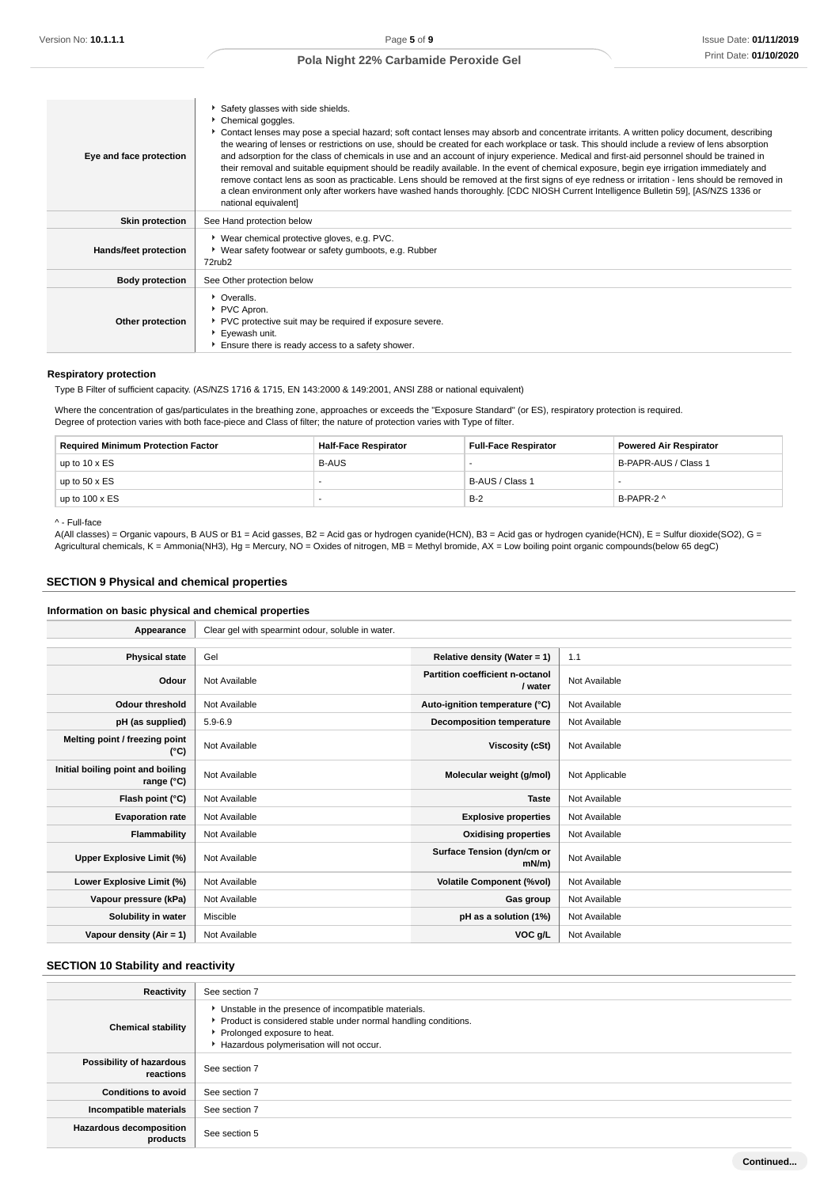| | |
|---|---|
| **Eye and face protection** | ▸ Safety glasses with side shields.<br>▸ Chemical goggles.<br>▸ Contact lenses may pose a special hazard; soft contact lenses may absorb and concentrate irritants. A written policy document, describing the wearing of lenses or restrictions on use, should be created for each workplace or task. This should include a review of lens absorption and adsorption for the class of chemicals in use and an account of injury experience. Medical and first-aid personnel should be trained in their removal and suitable equipment should be readily available. In the event of chemical exposure, begin eye irrigation immediately and remove contact lens as soon as practicable. Lens should be removed at the first signs of eye redness or irritation - lens should be removed in a clean environment only after workers have washed hands thoroughly. [CDC NIOSH Current Intelligence Bulletin 59], [AS/NZS 1336 or national equivalent] |
| **Skin protection** | See Hand protection below |
| **Hands/feet protection** | ▸ Wear chemical protective gloves, e.g. PVC.<br>▸ Wear safety footwear or safety gumboots, e.g. Rubber<br>72rub2 |
| **Body protection** | See Other protection below |
| **Other protection** | ▸ Overalls.<br>▸ PVC Apron.<br>▸ PVC protective suit may be required if exposure severe.<br>▸ Eyewash unit.<br>▸ Ensure there is ready access to a safety shower. |

### Respiratory protection

Type B Filter of sufficient capacity. (AS/NZS 1716 & 1715, EN 143:2000 & 149:2001, ANSI Z88 or national equivalent)

Where the concentration of gas/particulates in the breathing zone, approaches or exceeds the "Exposure Standard" (or ES), respiratory protection is required.
Degree of protection varies with both face-piece and Class of filter; the nature of protection varies with Type of filter.

| Required Minimum Protection Factor | Half-Face Respirator | Full-Face Respirator | Powered Air Respirator |
|---|---|---|---|
| up to 10 x ES | B-AUS | - | B-PAPR-AUS / Class 1 |
| up to 50 x ES | - | B-AUS / Class 1 | - |
| up to 100 x ES | - | B-2 | B-PAPR-2 ^ |

^ - Full-face

A(All classes) = Organic vapours, B AUS or B1 = Acid gasses, B2 = Acid gas or hydrogen cyanide(HCN), B3 = Acid gas or hydrogen cyanide(HCN), E = Sulfur dioxide(SO2), G = Agricultural chemicals, K = Ammonia(NH3), Hg = Mercury, NO = Oxides of nitrogen, MB = Methyl bromide, AX = Low boiling point organic compounds(below 65 degC)

## SECTION 9 Physical and chemical properties

### Information on basic physical and chemical properties

| | | | |
|---|---|---|---|
| **Appearance** | Clear gel with spearmint odour, soluble in water. | | |
| **Physical state** | Gel | **Relative density (Water = 1)** | 1.1 |
| **Odour** | Not Available | **Partition coefficient n-octanol / water** | Not Available |
| **Odour threshold** | Not Available | **Auto-ignition temperature (°C)** | Not Available |
| **pH (as supplied)** | 5.9-6.9 | **Decomposition temperature** | Not Available |
| **Melting point / freezing point (°C)** | Not Available | **Viscosity (cSt)** | Not Available |
| **Initial boiling point and boiling range (°C)** | Not Available | **Molecular weight (g/mol)** | Not Applicable |
| **Flash point (°C)** | Not Available | **Taste** | Not Available |
| **Evaporation rate** | Not Available | **Explosive properties** | Not Available |
| **Flammability** | Not Available | **Oxidising properties** | Not Available |
| **Upper Explosive Limit (%)** | Not Available | **Surface Tension (dyn/cm or mN/m)** | Not Available |
| **Lower Explosive Limit (%)** | Not Available | **Volatile Component (%vol)** | Not Available |
| **Vapour pressure (kPa)** | Not Available | **Gas group** | Not Available |
| **Solubility in water** | Miscible | **pH as a solution (1%)** | Not Available |
| **Vapour density (Air = 1)** | Not Available | **VOC g/L** | Not Available |

## SECTION 10 Stability and reactivity

| | |
|---|---|
| **Reactivity** | See section 7 |
| **Chemical stability** | ▸ Unstable in the presence of incompatible materials.<br>▸ Product is considered stable under normal handling conditions.<br>▸ Prolonged exposure to heat.<br>▸ Hazardous polymerisation will not occur. |
| **Possibility of hazardous reactions** | See section 7 |
| **Conditions to avoid** | See section 7 |
| **Incompatible materials** | See section 7 |
| **Hazardous decomposition products** | See section 5 |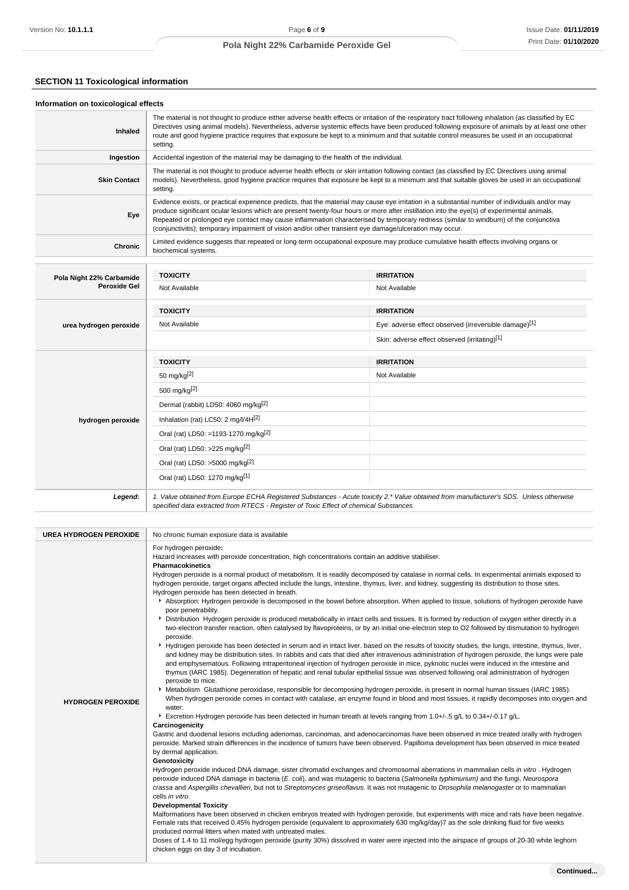## SECTION 11 Toxicological information

### Information on toxicological effects

| | |
|---|---|
| **Inhaled** | The material is not thought to produce either adverse health effects or irritation of the respiratory tract following inhalation (as classified by EC Directives using animal models). Nevertheless, adverse systemic effects have been produced following exposure of animals by at least one other route and good hygiene practice requires that exposure be kept to a minimum and that suitable control measures be used in an occupational setting. |
| **Ingestion** | Accidental ingestion of the material may be damaging to the health of the individual. |
| **Skin Contact** | The material is not thought to produce adverse health effects or skin irritation following contact (as classified by EC Directives using animal models). Nevertheless, good hygiene practice requires that exposure be kept to a minimum and that suitable gloves be used in an occupational setting. |
| **Eye** | Evidence exists, or practical experience predicts, that the material may cause eye irritation in a substantial number of individuals and/or may produce significant ocular lesions which are present twenty-four hours or more after instillation into the eye(s) of experimental animals. Repeated or prolonged eye contact may cause inflammation characterised by temporary redness (similar to windburn) of the conjunctiva (conjunctivitis); temporary impairment of vision and/or other transient eye damage/ulceration may occur. |
| **Chronic** | Limited evidence suggests that repeated or long-term occupational exposure may produce cumulative health effects involving organs or biochemical systems. |

| | TOXICITY | IRRITATION |
|---|---|---|
| **Pola Night 22% Carbamide Peroxide Gel** | Not Available | Not Available |
| **urea hydrogen peroxide** | Not Available | Eye: adverse effect observed (irreversible damage)[1] |
| | | Skin: adverse effect observed (irritating)[1] |
| **hydrogen peroxide** | 50 mg/kg[2] | Not Available |
| | 500 mg/kg[2] | |
| | Dermal (rabbit) LD50: 4060 mg/kg[2] | |
| | Inhalation (rat) LC50: 2 mg/l/4H[2] | |
| | Oral (rat) LD50: =1193-1270 mg/kg[2] | |
| | Oral (rat) LD50: >225 mg/kg[2] | |
| | Oral (rat) LD50: >5000 mg/kg[2] | |
| | Oral (rat) LD50: 1270 mg/kg[1] | |
| ***Legend:*** | *1. Value obtained from Europe ECHA Registered Substances - Acute toxicity 2.\* Value obtained from manufacturer's SDS. Unless otherwise specified data extracted from RTECS - Register of Toxic Effect of chemical Substances* | |

| | |
|---|---|
| **UREA HYDROGEN PEROXIDE** | No chronic human exposure data is available |
| **HYDROGEN PEROXIDE** | For hydrogen peroxide**:**<br>Hazard increases with peroxide concentration, high concentrations contain an additive stabiliser.<br>**Pharmacokinetics**<br>Hydrogen peroxide is a normal product of metabolism. It is readily decomposed by catalase in normal cells. In experimental animals exposed to hydrogen peroxide, target organs affected include the lungs, intestine, thymus, liver, and kidney, suggesting its distribution to those sites. Hydrogen peroxide has been detected in breath.<br>• Absorption: Hydrogen peroxide is decomposed in the bowel before absorption. When applied to tissue, solutions of hydrogen peroxide have poor penetrability.<br>• Distribution Hydrogen peroxide is produced metabolically in intact cells and tissues. It is formed by reduction of oxygen either directly in a two-electron transfer reaction, often catalysed by flavoproteins, or by an initial one-electron step to O2 followed by dismutation to hydrogen peroxide.<br>• Hydrogen peroxide has been detected in serum and in intact liver. based on the results of toxicity studies, the lungs, intestine, thymus, liver, and kidney may be distribution sites. In rabbits and cats that died after intravenous administration of hydrogen peroxide, the lungs were pale and emphysematous. Following intraperitoneal injection of hydrogen peroxide in mice, pyknotic nuclei were induced in the intestine and thymus (IARC 1985). Degeneration of hepatic and renal tubular epithelial tissue was observed following oral administration of hydrogen peroxide to mice.<br>• Metabolism Glutathione peroxidase, responsible for decomposing hydrogen peroxide, is present in normal human tissues (IARC 1985). When hydrogen peroxide comes in contact with catalase, an enzyme found in blood and most tissues, it rapidly decomposes into oxygen and water.<br>• Excretion Hydrogen peroxide has been detected in human breath at levels ranging from 1.0+/-.5 g/L to 0.34+/-0.17 g/L.<br>**Carcinogenicity**<br>Gastric and duodenal lesions including adenomas, carcinomas, and adenocarcinomas have been observed in mice treated orally with hydrogen peroxide. Marked strain differences in the incidence of tumors have been observed. Papilloma development has been observed in mice treated by dermal application.<br>**Genotoxicity**<br>Hydrogen peroxide induced DNA damage, sister chromatid exchanges and chromosomal aberrations in mammalian cells *in vitro* . Hydrogen peroxide induced DNA damage in bacteria (*E. coli*), and was mutagenic to bacteria (*Salmonella typhimurium)* and the fungi, *Neurospora crassa* and *Aspergillis chevallieri*, but not to *Streptomyces griseoflavus*. It was not mutagenic to *Drosophila melanogaster* or to mammalian cells *in vitro*.<br>**Developmental Toxicity**<br>Malformations have been observed in chicken embryos treated with hydrogen peroxide, but experiments with mice and rats have been negative. Female rats that received 0.45% hydrogen peroxide (equivalent to approximately 630 mg/kg/day)7 as the sole drinking fluid for five weeks produced normal litters when mated with untreated males.<br>Doses of 1.4 to 11 mol/egg hydrogen peroxide (purity 30%) dissolved in water were injected into the airspace of groups of 20-30 white leghorn chicken eggs on day 3 of incubation. |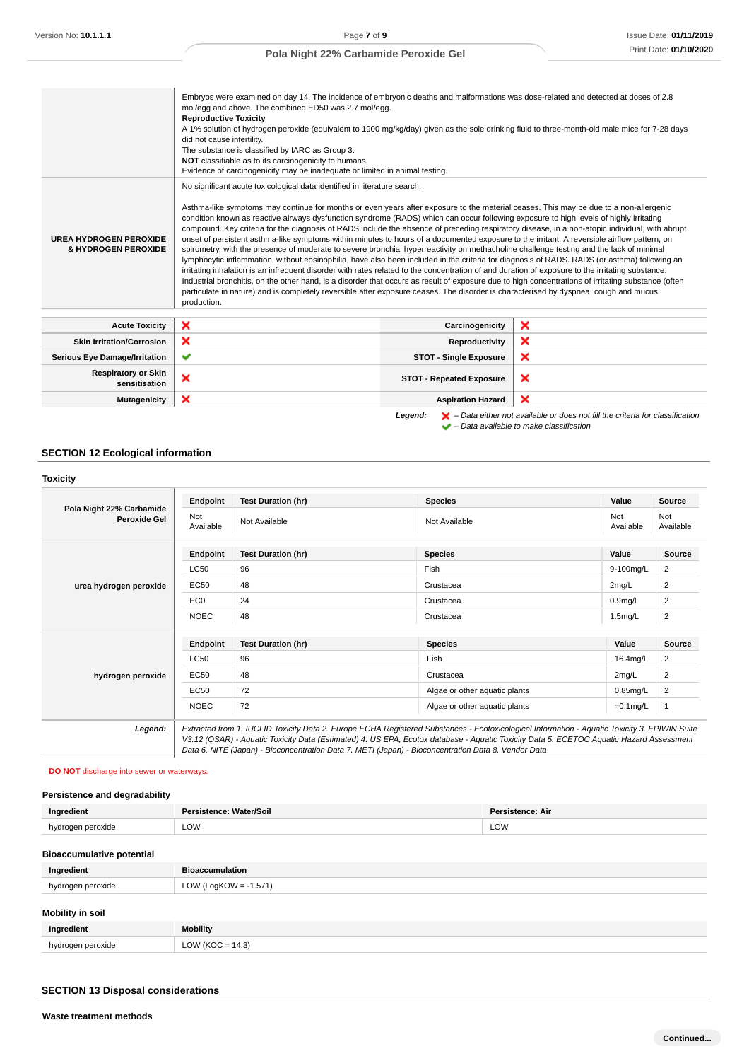| | |
|---|---|
| | Embryos were examined on day 14. The incidence of embryonic deaths and malformations was dose-related and detected at doses of 2.8 mol/egg and above. The combined ED50 was 2.7 mol/egg.<br>**Reproductive Toxicity**<br>A 1% solution of hydrogen peroxide (equivalent to 1900 mg/kg/day) given as the sole drinking fluid to three-month-old male mice for 7-28 days did not cause infertility.<br>The substance is classified by IARC as Group 3:<br>**NOT** classifiable as to its carcinogenicity to humans.<br>Evidence of carcinogenicity may be inadequate or limited in animal testing. |
| **UREA HYDROGEN PEROXIDE & HYDROGEN PEROXIDE** | No significant acute toxicological data identified in literature search.<br><br>Asthma-like symptoms may continue for months or even years after exposure to the material ceases. This may be due to a non-allergenic condition known as reactive airways dysfunction syndrome (RADS) which can occur following exposure to high levels of highly irritating compound. Key criteria for the diagnosis of RADS include the absence of preceding respiratory disease, in a non-atopic individual, with abrupt onset of persistent asthma-like symptoms within minutes to hours of a documented exposure to the irritant. A reversible airflow pattern, on spirometry, with the presence of moderate to severe bronchial hyperreactivity on methacholine challenge testing and the lack of minimal lymphocytic inflammation, without eosinophilia, have also been included in the criteria for diagnosis of RADS. RADS (or asthma) following an irritating inhalation is an infrequent disorder with rates related to the concentration of and duration of exposure to the irritating substance. Industrial bronchitis, on the other hand, is a disorder that occurs as result of exposure due to high concentrations of irritating substance (often particulate in nature) and is completely reversible after exposure ceases. The disorder is characterised by dyspnea, cough and mucus production. |

| | | | |
|---|---|---|---|
| **Acute Toxicity** | ✗ | **Carcinogenicity** | ✗ |
| **Skin Irritation/Corrosion** | ✗ | **Reproductivity** | ✗ |
| **Serious Eye Damage/Irritation** | ✔ | **STOT - Single Exposure** | ✗ |
| **Respiratory or Skin sensitisation** | ✗ | **STOT - Repeated Exposure** | ✗ |
| **Mutagenicity** | ✗ | **Aspiration Hazard** | ✗ |

***Legend:*** *✗ – Data either not available or does not fill the criteria for classification*
*✔ – Data available to make classification*

## SECTION 12 Ecological information

### Toxicity

| | Endpoint | Test Duration (hr) | Species | Value | Source |
|---|---|---|---|---|---|
| **Pola Night 22% Carbamide Peroxide Gel** | Not Available | Not Available | Not Available | Not Available | Not Available |
| | **Endpoint** | **Test Duration (hr)** | **Species** | **Value** | **Source** |
| **urea hydrogen peroxide** | LC50 | 96 | Fish | 9-100mg/L | 2 |
| | EC50 | 48 | Crustacea | 2mg/L | 2 |
| | EC0 | 24 | Crustacea | 0.9mg/L | 2 |
| | NOEC | 48 | Crustacea | 1.5mg/L | 2 |
| | **Endpoint** | **Test Duration (hr)** | **Species** | **Value** | **Source** |
| **hydrogen peroxide** | LC50 | 96 | Fish | 16.4mg/L | 2 |
| | EC50 | 48 | Crustacea | 2mg/L | 2 |
| | EC50 | 72 | Algae or other aquatic plants | 0.85mg/L | 2 |
| | NOEC | 72 | Algae or other aquatic plants | =0.1mg/L | 1 |
| ***Legend:*** | *Extracted from 1. IUCLID Toxicity Data 2. Europe ECHA Registered Substances - Ecotoxicological Information - Aquatic Toxicity 3. EPIWIN Suite V3.12 (QSAR) - Aquatic Toxicity Data (Estimated) 4. US EPA, Ecotox database - Aquatic Toxicity Data 5. ECETOC Aquatic Hazard Assessment Data 6. NITE (Japan) - Bioconcentration Data 7. METI (Japan) - Bioconcentration Data 8. Vendor Data* | | | | |

**DO NOT** discharge into sewer or waterways.

### Persistence and degradability

| Ingredient | Persistence: Water/Soil | Persistence: Air |
|---|---|---|
| hydrogen peroxide | LOW | LOW |

### Bioaccumulative potential

| Ingredient | Bioaccumulation |
|---|---|
| hydrogen peroxide | LOW (LogKOW = -1.571) |

### Mobility in soil

| Ingredient | Mobility |
|---|---|
| hydrogen peroxide | LOW (KOC = 14.3) |

## SECTION 13 Disposal considerations

### Waste treatment methods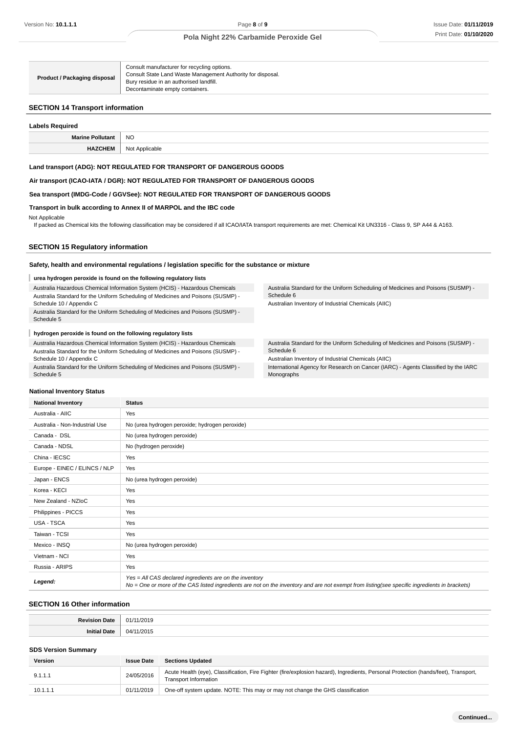| | |
|---|---|
| **Product / Packaging disposal** | Consult manufacturer for recycling options.<br>Consult State Land Waste Management Authority for disposal.<br>Bury residue in an authorised landfill.<br>Decontaminate empty containers. |

## SECTION 14 Transport information

### Labels Required

| | |
|---|---|
| **Marine Pollutant** | NO |
| **HAZCHEM** | Not Applicable |

**Land transport (ADG): NOT REGULATED FOR TRANSPORT OF DANGEROUS GOODS**

**Air transport (ICAO-IATA / DGR): NOT REGULATED FOR TRANSPORT OF DANGEROUS GOODS**

**Sea transport (IMDG-Code / GGVSee): NOT REGULATED FOR TRANSPORT OF DANGEROUS GOODS**

**Transport in bulk according to Annex II of MARPOL and the IBC code**

Not Applicable

If packed as Chemical kits the following classification may be considered if all ICAO/IATA transport requirements are met: Chemical Kit UN3316 - Class 9, SP A44 & A163.

## SECTION 15 Regulatory information

### Safety, health and environmental regulations / legislation specific for the substance or mixture

**urea hydrogen peroxide is found on the following regulatory lists**

- Australia Hazardous Chemical Information System (HCIS) - Hazardous Chemicals
- Australia Standard for the Uniform Scheduling of Medicines and Poisons (SUSMP) - Schedule 10 / Appendix C
- Australia Standard for the Uniform Scheduling of Medicines and Poisons (SUSMP) - Schedule 5
- Australia Standard for the Uniform Scheduling of Medicines and Poisons (SUSMP) - Schedule 6
- Australian Inventory of Industrial Chemicals (AIIC)

**hydrogen peroxide is found on the following regulatory lists**

- Australia Hazardous Chemical Information System (HCIS) - Hazardous Chemicals
- Australia Standard for the Uniform Scheduling of Medicines and Poisons (SUSMP) - Schedule 10 / Appendix C
- Australia Standard for the Uniform Scheduling of Medicines and Poisons (SUSMP) - Schedule 5
- Australia Standard for the Uniform Scheduling of Medicines and Poisons (SUSMP) - Schedule 6
- Australian Inventory of Industrial Chemicals (AIIC)
- International Agency for Research on Cancer (IARC) - Agents Classified by the IARC Monographs

### National Inventory Status

| National Inventory | Status |
|---|---|
| Australia - AIIC | Yes |
| Australia - Non-Industrial Use | No (urea hydrogen peroxide; hydrogen peroxide) |
| Canada - DSL | No (urea hydrogen peroxide) |
| Canada - NDSL | No (hydrogen peroxide) |
| China - IECSC | Yes |
| Europe - EINEC / ELINCS / NLP | Yes |
| Japan - ENCS | No (urea hydrogen peroxide) |
| Korea - KECI | Yes |
| New Zealand - NZIoC | Yes |
| Philippines - PICCS | Yes |
| USA - TSCA | Yes |
| Taiwan - TCSI | Yes |
| Mexico - INSQ | No (urea hydrogen peroxide) |
| Vietnam - NCI | Yes |
| Russia - ARIPS | Yes |
| ***Legend:*** | *Yes = All CAS declared ingredients are on the inventory*<br>*No = One or more of the CAS listed ingredients are not on the inventory and are not exempt from listing(see specific ingredients in brackets)* |

## SECTION 16 Other information

| | |
|---|---|
| **Revision Date** | 01/11/2019 |
| **Initial Date** | 04/11/2015 |

### SDS Version Summary

| Version | Issue Date | Sections Updated |
|---|---|---|
| 9.1.1.1 | 24/05/2016 | Acute Health (eye), Classification, Fire Fighter (fire/explosion hazard), Ingredients, Personal Protection (hands/feet), Transport, Transport Information |
| 10.1.1.1 | 01/11/2019 | One-off system update. NOTE: This may or may not change the GHS classification |

**Continued...**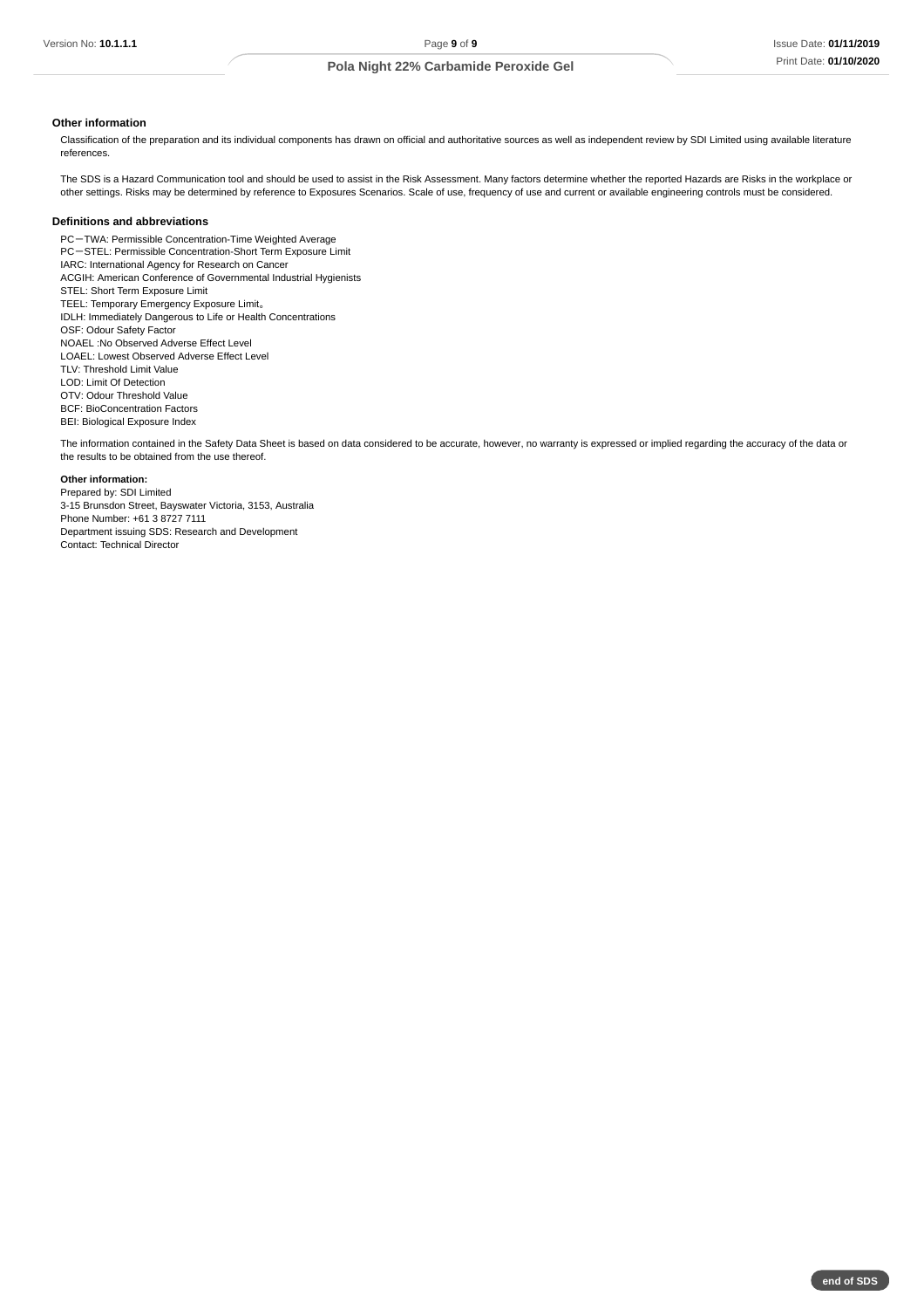### Other information

Classification of the preparation and its individual components has drawn on official and authoritative sources as well as independent review by SDI Limited using available literature references.

The SDS is a Hazard Communication tool and should be used to assist in the Risk Assessment. Many factors determine whether the reported Hazards are Risks in the workplace or other settings. Risks may be determined by reference to Exposures Scenarios. Scale of use, frequency of use and current or available engineering controls must be considered.

### Definitions and abbreviations

PC－TWA: Permissible Concentration-Time Weighted Average
PC－STEL: Permissible Concentration-Short Term Exposure Limit
IARC: International Agency for Research on Cancer
ACGIH: American Conference of Governmental Industrial Hygienists
STEL: Short Term Exposure Limit
TEEL: Temporary Emergency Exposure Limit。
IDLH: Immediately Dangerous to Life or Health Concentrations
OSF: Odour Safety Factor
NOAEL :No Observed Adverse Effect Level
LOAEL: Lowest Observed Adverse Effect Level
TLV: Threshold Limit Value
LOD: Limit Of Detection
OTV: Odour Threshold Value
BCF: BioConcentration Factors
BEI: Biological Exposure Index

The information contained in the Safety Data Sheet is based on data considered to be accurate, however, no warranty is expressed or implied regarding the accuracy of the data or the results to be obtained from the use thereof.

**Other information:**

Prepared by: SDI Limited
3-15 Brunsdon Street, Bayswater Victoria, 3153, Australia
Phone Number: +61 3 8727 7111
Department issuing SDS: Research and Development
Contact: Technical Director

**end of SDS**